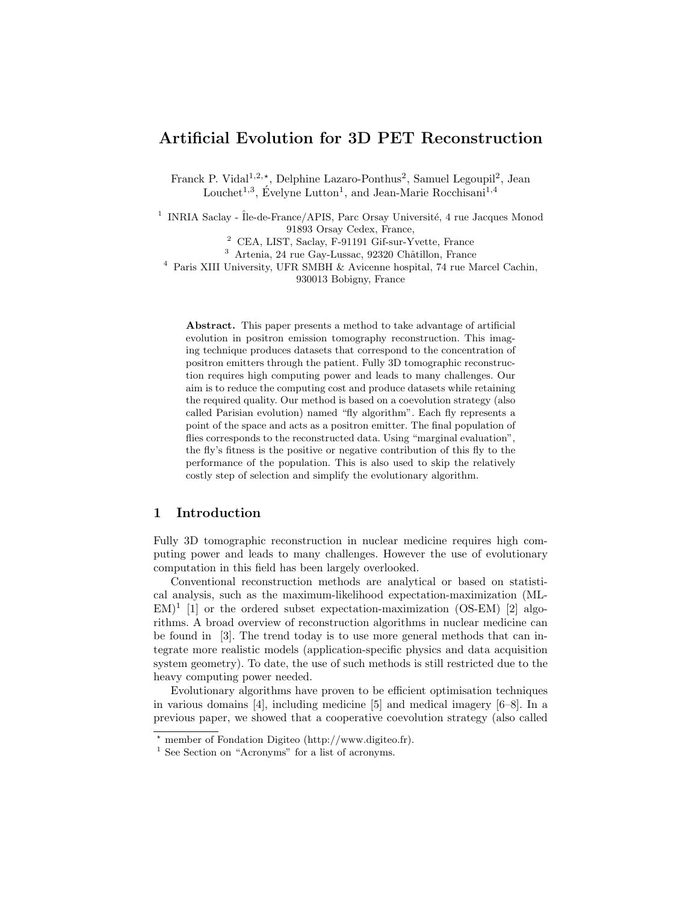# Artificial Evolution for 3D PET Reconstruction

Franck P. Vidal[1,2,⋆], Delphine Lazaro-Ponthus[2], Samuel Legoupil[2], Jean Louchet[1,3], Évelyne Lutton[1], and Jean-Marie Rocchisani[1,4]

[1] INRIA Saclay - Île-de-France/APIS, Parc Orsay Université, 4 rue Jacques Monod 91893 Orsay Cedex, France,

[2] CEA, LIST, Saclay, F-91191 Gif-sur-Yvette, France

[3] Artenia, 24 rue Gay-Lussac, 92320 Châtillon, France

[4] Paris XIII University, UFR SMBH & Avicenne hospital, 74 rue Marcel Cachin, 930013 Bobigny, France

**Abstract.** This paper presents a method to take advantage of artificial evolution in positron emission tomography reconstruction. This imaging technique produces datasets that correspond to the concentration of positron emitters through the patient. Fully 3D tomographic reconstruction requires high computing power and leads to many challenges. Our aim is to reduce the computing cost and produce datasets while retaining the required quality. Our method is based on a coevolution strategy (also called Parisian evolution) named "fly algorithm". Each fly represents a point of the space and acts as a positron emitter. The final population of flies corresponds to the reconstructed data. Using "marginal evaluation", the fly's fitness is the positive or negative contribution of this fly to the performance of the population. This is also used to skip the relatively costly step of selection and simplify the evolutionary algorithm.

## 1 Introduction

Fully 3D tomographic reconstruction in nuclear medicine requires high computing power and leads to many challenges. However the use of evolutionary computation in this field has been largely overlooked.

Conventional reconstruction methods are analytical or based on statistical analysis, such as the maximum-likelihood expectation-maximization (ML-EM)[1] [1] or the ordered subset expectation-maximization (OS-EM) [2] algorithms. A broad overview of reconstruction algorithms in nuclear medicine can be found in [3]. The trend today is to use more general methods that can integrate more realistic models (application-specific physics and data acquisition system geometry). To date, the use of such methods is still restricted due to the heavy computing power needed.

Evolutionary algorithms have proven to be efficient optimisation techniques in various domains [4], including medicine [5] and medical imagery [6–8]. In a previous paper, we showed that a cooperative coevolution strategy (also called

---

⋆ member of Fondation Digiteo (http://www.digiteo.fr).

[1] See Section on "Acronyms" for a list of acronyms.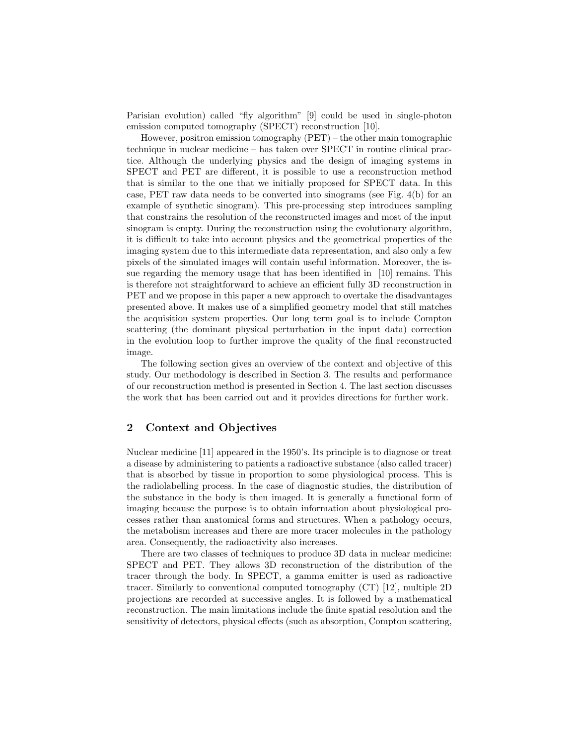Parisian evolution) called “fly algorithm” [9] could be used in single-photon emission computed tomography (SPECT) reconstruction [10].

However, positron emission tomography (PET) – the other main tomographic technique in nuclear medicine – has taken over SPECT in routine clinical practice. Although the underlying physics and the design of imaging systems in SPECT and PET are different, it is possible to use a reconstruction method that is similar to the one that we initially proposed for SPECT data. In this case, PET raw data needs to be converted into sinograms (see Fig. 4(b) for an example of synthetic sinogram). This pre-processing step introduces sampling that constrains the resolution of the reconstructed images and most of the input sinogram is empty. During the reconstruction using the evolutionary algorithm, it is difficult to take into account physics and the geometrical properties of the imaging system due to this intermediate data representation, and also only a few pixels of the simulated images will contain useful information. Moreover, the issue regarding the memory usage that has been identified in [10] remains. This is therefore not straightforward to achieve an efficient fully 3D reconstruction in PET and we propose in this paper a new approach to overtake the disadvantages presented above. It makes use of a simplified geometry model that still matches the acquisition system properties. Our long term goal is to include Compton scattering (the dominant physical perturbation in the input data) correction in the evolution loop to further improve the quality of the final reconstructed image.

The following section gives an overview of the context and objective of this study. Our methodology is described in Section 3. The results and performance of our reconstruction method is presented in Section 4. The last section discusses the work that has been carried out and it provides directions for further work.

## 2 Context and Objectives

Nuclear medicine [11] appeared in the 1950's. Its principle is to diagnose or treat a disease by administering to patients a radioactive substance (also called tracer) that is absorbed by tissue in proportion to some physiological process. This is the radiolabelling process. In the case of diagnostic studies, the distribution of the substance in the body is then imaged. It is generally a functional form of imaging because the purpose is to obtain information about physiological processes rather than anatomical forms and structures. When a pathology occurs, the metabolism increases and there are more tracer molecules in the pathology area. Consequently, the radioactivity also increases.

There are two classes of techniques to produce 3D data in nuclear medicine: SPECT and PET. They allows 3D reconstruction of the distribution of the tracer through the body. In SPECT, a gamma emitter is used as radioactive tracer. Similarly to conventional computed tomography (CT) [12], multiple 2D projections are recorded at successive angles. It is followed by a mathematical reconstruction. The main limitations include the finite spatial resolution and the sensitivity of detectors, physical effects (such as absorption, Compton scattering,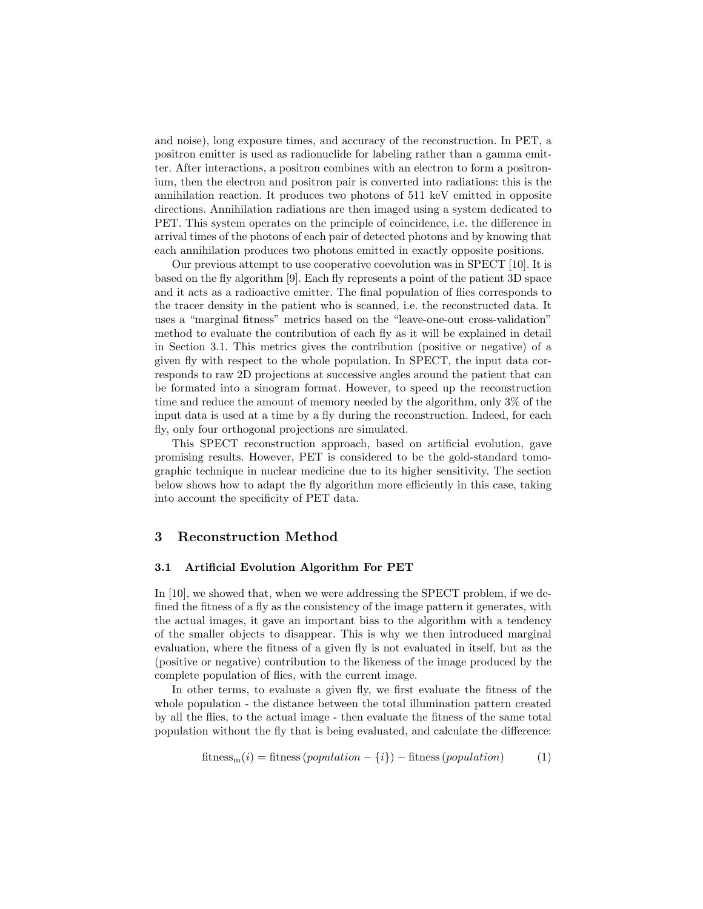and noise), long exposure times, and accuracy of the reconstruction. In PET, a positron emitter is used as radionuclide for labeling rather than a gamma emitter. After interactions, a positron combines with an electron to form a positronium, then the electron and positron pair is converted into radiations: this is the annihilation reaction. It produces two photons of 511 keV emitted in opposite directions. Annihilation radiations are then imaged using a system dedicated to PET. This system operates on the principle of coincidence, i.e. the difference in arrival times of the photons of each pair of detected photons and by knowing that each annihilation produces two photons emitted in exactly opposite positions.

Our previous attempt to use cooperative coevolution was in SPECT [10]. It is based on the fly algorithm [9]. Each fly represents a point of the patient 3D space and it acts as a radioactive emitter. The final population of flies corresponds to the tracer density in the patient who is scanned, i.e. the reconstructed data. It uses a "marginal fitness" metrics based on the "leave-one-out cross-validation" method to evaluate the contribution of each fly as it will be explained in detail in Section 3.1. This metrics gives the contribution (positive or negative) of a given fly with respect to the whole population. In SPECT, the input data corresponds to raw 2D projections at successive angles around the patient that can be formated into a sinogram format. However, to speed up the reconstruction time and reduce the amount of memory needed by the algorithm, only 3% of the input data is used at a time by a fly during the reconstruction. Indeed, for each fly, only four orthogonal projections are simulated.

This SPECT reconstruction approach, based on artificial evolution, gave promising results. However, PET is considered to be the gold-standard tomographic technique in nuclear medicine due to its higher sensitivity. The section below shows how to adapt the fly algorithm more efficiently in this case, taking into account the specificity of PET data.

## 3 Reconstruction Method

### 3.1 Artificial Evolution Algorithm For PET

In [10], we showed that, when we were addressing the SPECT problem, if we defined the fitness of a fly as the consistency of the image pattern it generates, with the actual images, it gave an important bias to the algorithm with a tendency of the smaller objects to disappear. This is why we then introduced marginal evaluation, where the fitness of a given fly is not evaluated in itself, but as the (positive or negative) contribution to the likeness of the image produced by the complete population of flies, with the current image.

In other terms, to evaluate a given fly, we first evaluate the fitness of the whole population - the distance between the total illumination pattern created by all the flies, to the actual image - then evaluate the fitness of the same total population without the fly that is being evaluated, and calculate the difference:

$$\text{fitness}_{\text{m}}(i) = \text{fitness}\left(population - \{i\}\right) - \text{fitness}\left(population\right) \qquad (1)$$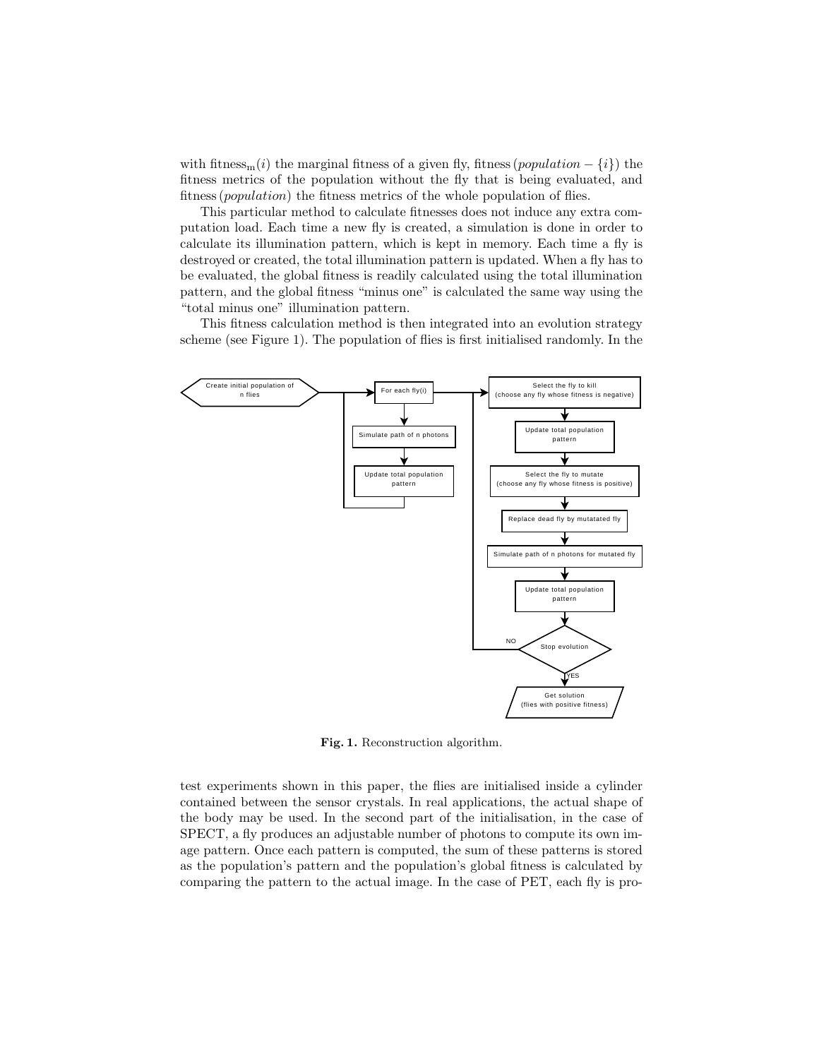with $\text{fitness}_\text{m}(i)$ the marginal fitness of a given fly, $\text{fitness}\,(population - \{i\})$ the fitness metrics of the population without the fly that is being evaluated, and $\text{fitness}\,(population)$ the fitness metrics of the whole population of flies.

This particular method to calculate fitnesses does not induce any extra computation load. Each time a new fly is created, a simulation is done in order to calculate its illumination pattern, which is kept in memory. Each time a fly is destroyed or created, the total illumination pattern is updated. When a fly has to be evaluated, the global fitness is readily calculated using the total illumination pattern, and the global fitness "minus one" is calculated the same way using the "total minus one" illumination pattern.

This fitness calculation method is then integrated into an evolution strategy scheme (see Figure 1). The population of flies is first initialised randomly. In the test experiments shown in this paper, the flies are initialised inside a cylinder contained between the sensor crystals. In real applications, the actual shape of the body may be used. In the second part of the initialisation, in the case of SPECT, a fly produces an adjustable number of photons to compute its own image pattern. Once each pattern is computed, the sum of these patterns is stored as the population's pattern and the population's global fitness is calculated by comparing the pattern to the actual image. In the case of PET, each fly is pro-

Create initial population of n flies → For each fly(i) → Simulate path of n photons → Update total population pattern

Select the fly to kill (choose any fly whose fitness is negative) → Update total population pattern → Select the fly to mutate (choose any fly whose fitness is positive) → Replace dead fly by mutatated fly → Simulate path of n photons for mutated fly → Update total population pattern → Stop evolution (NO / YES) → Get solution (flies with positive fitness)

**Fig. 1.** Reconstruction algorithm.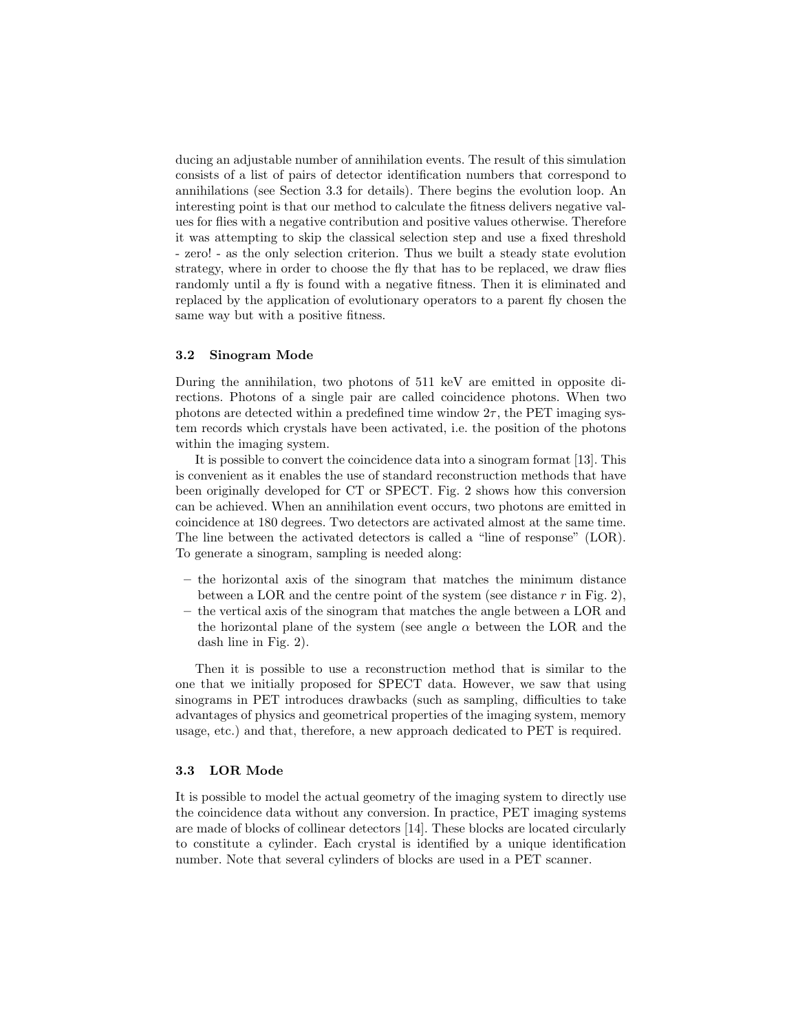ducing an adjustable number of annihilation events. The result of this simulation consists of a list of pairs of detector identification numbers that correspond to annihilations (see Section 3.3 for details). There begins the evolution loop. An interesting point is that our method to calculate the fitness delivers negative values for flies with a negative contribution and positive values otherwise. Therefore it was attempting to skip the classical selection step and use a fixed threshold - zero! - as the only selection criterion. Thus we built a steady state evolution strategy, where in order to choose the fly that has to be replaced, we draw flies randomly until a fly is found with a negative fitness. Then it is eliminated and replaced by the application of evolutionary operators to a parent fly chosen the same way but with a positive fitness.

### 3.2 Sinogram Mode

During the annihilation, two photons of 511 keV are emitted in opposite directions. Photons of a single pair are called coincidence photons. When two photons are detected within a predefined time window $2\tau$, the PET imaging system records which crystals have been activated, i.e. the position of the photons within the imaging system.

It is possible to convert the coincidence data into a sinogram format [13]. This is convenient as it enables the use of standard reconstruction methods that have been originally developed for CT or SPECT. Fig. 2 shows how this conversion can be achieved. When an annihilation event occurs, two photons are emitted in coincidence at 180 degrees. Two detectors are activated almost at the same time. The line between the activated detectors is called a "line of response" (LOR). To generate a sinogram, sampling is needed along:

- the horizontal axis of the sinogram that matches the minimum distance between a LOR and the centre point of the system (see distance $r$ in Fig. 2),
- the vertical axis of the sinogram that matches the angle between a LOR and the horizontal plane of the system (see angle $\alpha$ between the LOR and the dash line in Fig. 2).

Then it is possible to use a reconstruction method that is similar to the one that we initially proposed for SPECT data. However, we saw that using sinograms in PET introduces drawbacks (such as sampling, difficulties to take advantages of physics and geometrical properties of the imaging system, memory usage, etc.) and that, therefore, a new approach dedicated to PET is required.

### 3.3 LOR Mode

It is possible to model the actual geometry of the imaging system to directly use the coincidence data without any conversion. In practice, PET imaging systems are made of blocks of collinear detectors [14]. These blocks are located circularly to constitute a cylinder. Each crystal is identified by a unique identification number. Note that several cylinders of blocks are used in a PET scanner.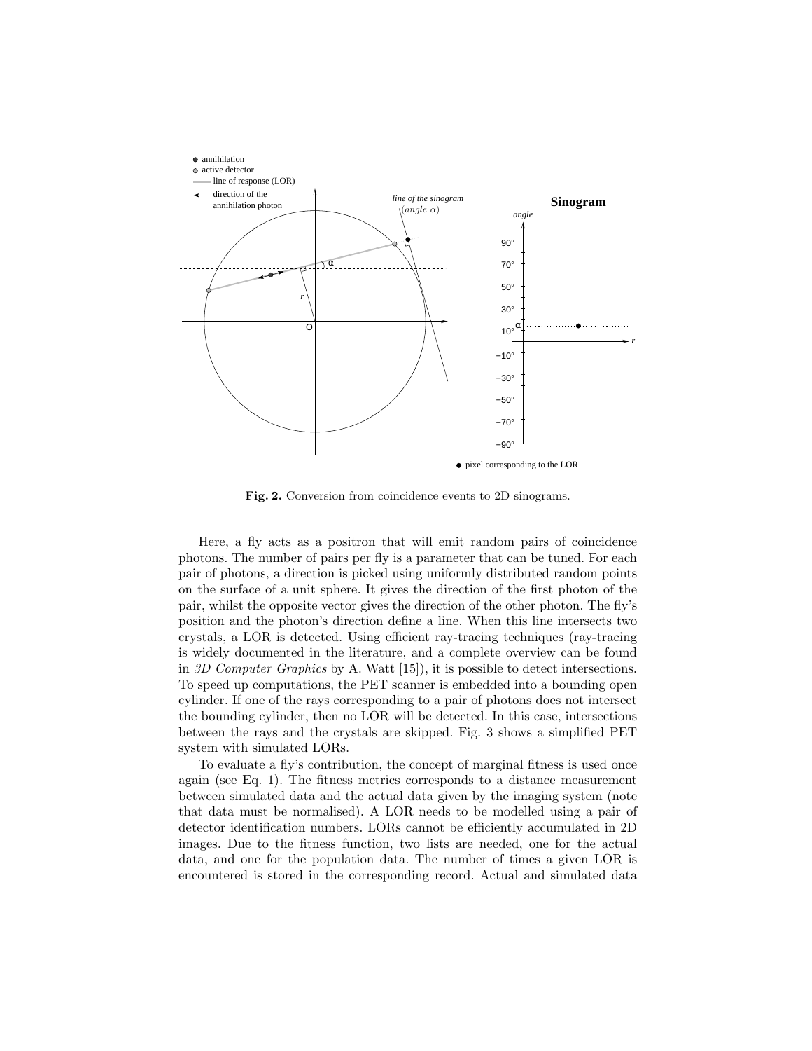**Fig. 2.** Conversion from coincidence events to 2D sinograms.

Here, a fly acts as a positron that will emit random pairs of coincidence photons. The number of pairs per fly is a parameter that can be tuned. For each pair of photons, a direction is picked using uniformly distributed random points on the surface of a unit sphere. It gives the direction of the first photon of the pair, whilst the opposite vector gives the direction of the other photon. The fly's position and the photon's direction define a line. When this line intersects two crystals, a LOR is detected. Using efficient ray-tracing techniques (ray-tracing is widely documented in the literature, and a complete overview can be found in *3D Computer Graphics* by A. Watt [15]), it is possible to detect intersections. To speed up computations, the PET scanner is embedded into a bounding open cylinder. If one of the rays corresponding to a pair of photons does not intersect the bounding cylinder, then no LOR will be detected. In this case, intersections between the rays and the crystals are skipped. Fig. 3 shows a simplified PET system with simulated LORs.

To evaluate a fly's contribution, the concept of marginal fitness is used once again (see Eq. 1). The fitness metrics corresponds to a distance measurement between simulated data and the actual data given by the imaging system (note that data must be normalised). A LOR needs to be modelled using a pair of detector identification numbers. LORs cannot be efficiently accumulated in 2D images. Due to the fitness function, two lists are needed, one for the actual data, and one for the population data. The number of times a given LOR is encountered is stored in the corresponding record. Actual and simulated data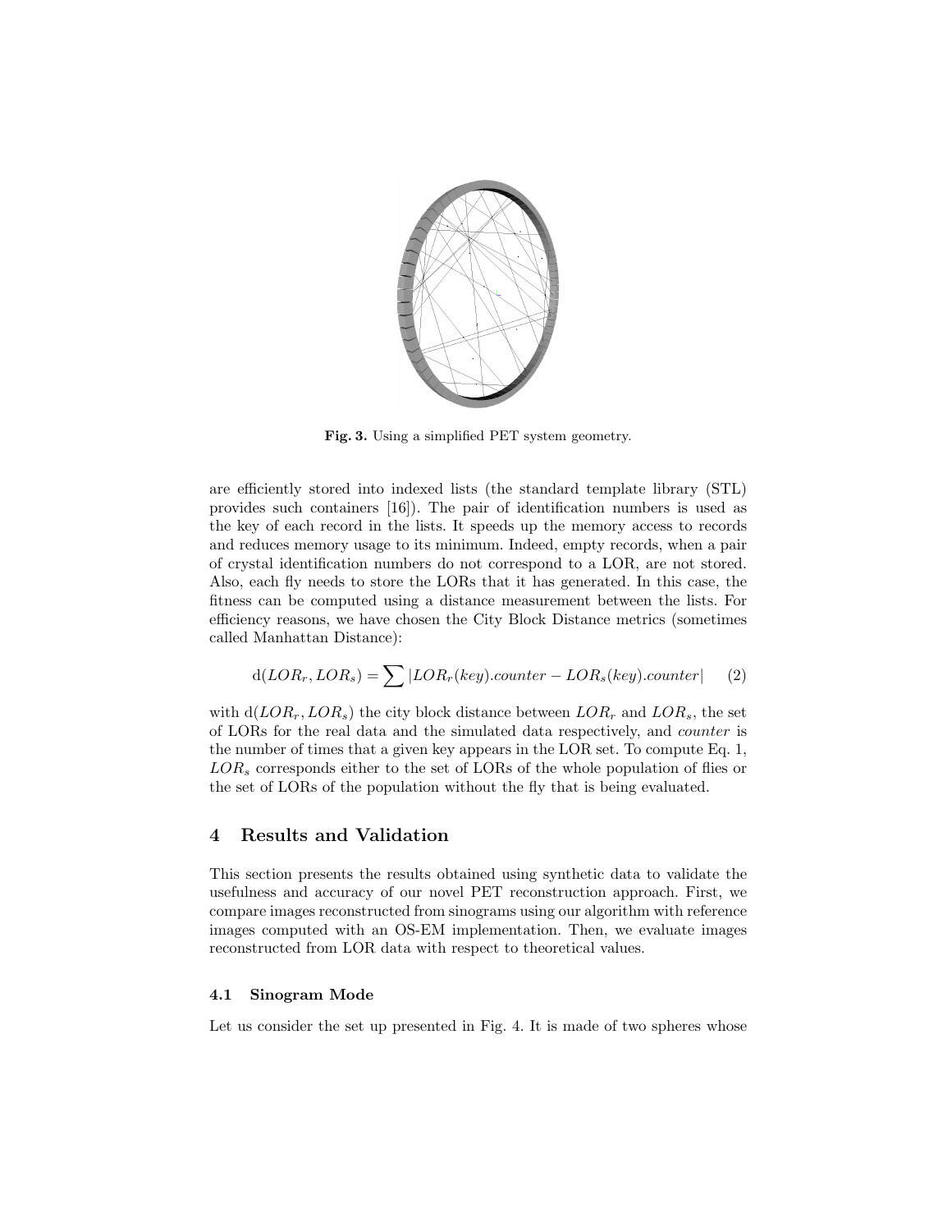Fig. 3. Using a simplified PET system geometry.

are efficiently stored into indexed lists (the standard template library (STL) provides such containers [16]). The pair of identification numbers is used as the key of each record in the lists. It speeds up the memory access to records and reduces memory usage to its minimum. Indeed, empty records, when a pair of crystal identification numbers do not correspond to a LOR, are not stored. Also, each fly needs to store the LORs that it has generated. In this case, the fitness can be computed using a distance measurement between the lists. For efficiency reasons, we have chosen the City Block Distance metrics (sometimes called Manhattan Distance):

$$\mathrm{d}(LOR_r, LOR_s) = \sum |LOR_r(key).counter - LOR_s(key).counter| \qquad (2)$$

with $\mathrm{d}(LOR_r, LOR_s)$ the city block distance between $LOR_r$ and $LOR_s$, the set of LORs for the real data and the simulated data respectively, and *counter* is the number of times that a given key appears in the LOR set. To compute Eq. 1, $LOR_s$ corresponds either to the set of LORs of the whole population of flies or the set of LORs of the population without the fly that is being evaluated.

## 4 Results and Validation

This section presents the results obtained using synthetic data to validate the usefulness and accuracy of our novel PET reconstruction approach. First, we compare images reconstructed from sinograms using our algorithm with reference images computed with an OS-EM implementation. Then, we evaluate images reconstructed from LOR data with respect to theoretical values.

### 4.1 Sinogram Mode

Let us consider the set up presented in Fig. 4. It is made of two spheres whose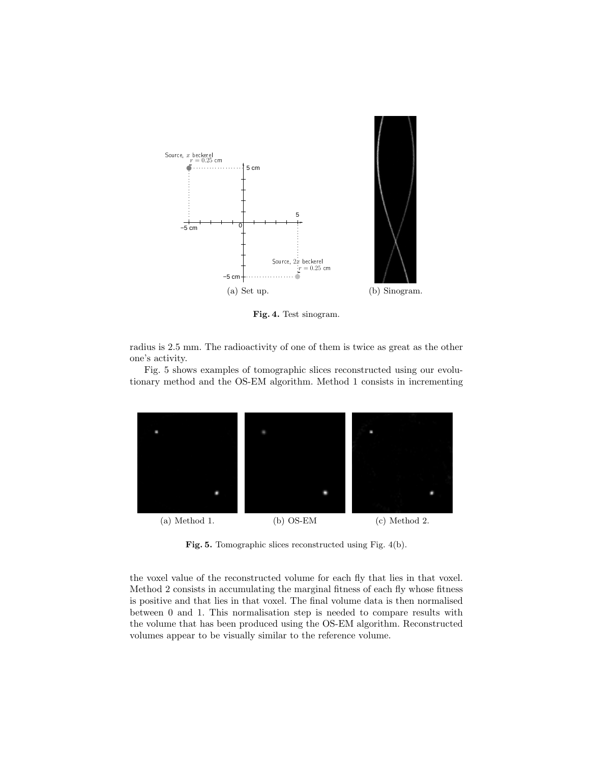(a) Set up.

(b) Sinogram.

**Fig. 4.** Test sinogram.

radius is 2.5 mm. The radioactivity of one of them is twice as great as the other one's activity.

Fig. 5 shows examples of tomographic slices reconstructed using our evolutionary method and the OS-EM algorithm. Method 1 consists in incrementing

(a) Method 1.

(b) OS-EM

(c) Method 2.

**Fig. 5.** Tomographic slices reconstructed using Fig. 4(b).

the voxel value of the reconstructed volume for each fly that lies in that voxel. Method 2 consists in accumulating the marginal fitness of each fly whose fitness is positive and that lies in that voxel. The final volume data is then normalised between 0 and 1. This normalisation step is needed to compare results with the volume that has been produced using the OS-EM algorithm. Reconstructed volumes appear to be visually similar to the reference volume.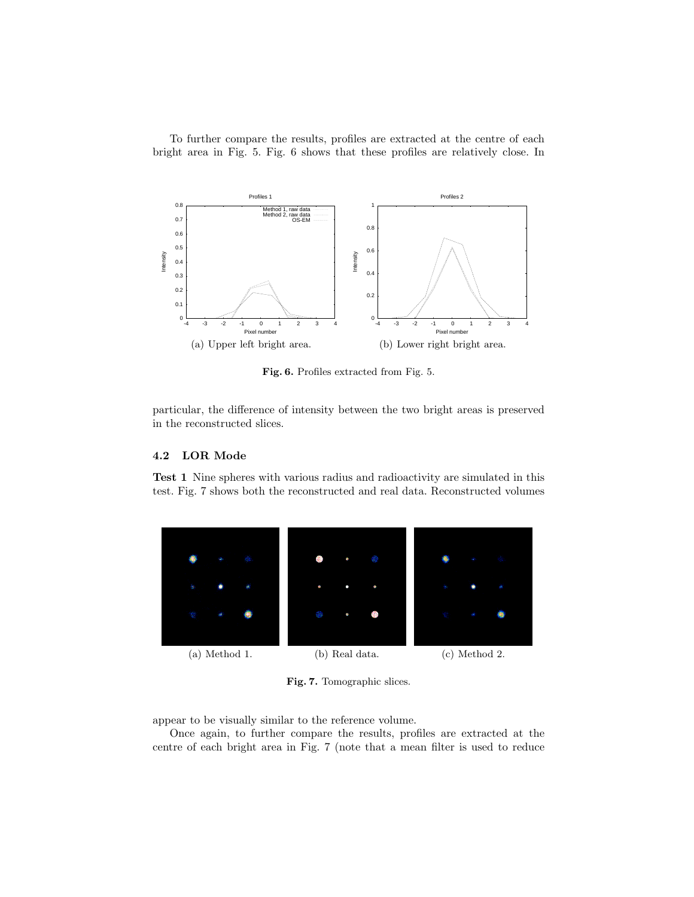To further compare the results, profiles are extracted at the centre of each bright area in Fig. 5. Fig. 6 shows that these profiles are relatively close. In particular, the difference of intensity between the two bright areas is preserved in the reconstructed slices.

(a) Upper left bright area.

(b) Lower right bright area.

**Fig. 6.** Profiles extracted from Fig. 5.

### 4.2 LOR Mode

**Test 1** Nine spheres with various radius and radioactivity are simulated in this test. Fig. 7 shows both the reconstructed and real data. Reconstructed volumes appear to be visually similar to the reference volume.

(a) Method 1.

(b) Real data.

(c) Method 2.

**Fig. 7.** Tomographic slices.

Once again, to further compare the results, profiles are extracted at the centre of each bright area in Fig. 7 (note that a mean filter is used to reduce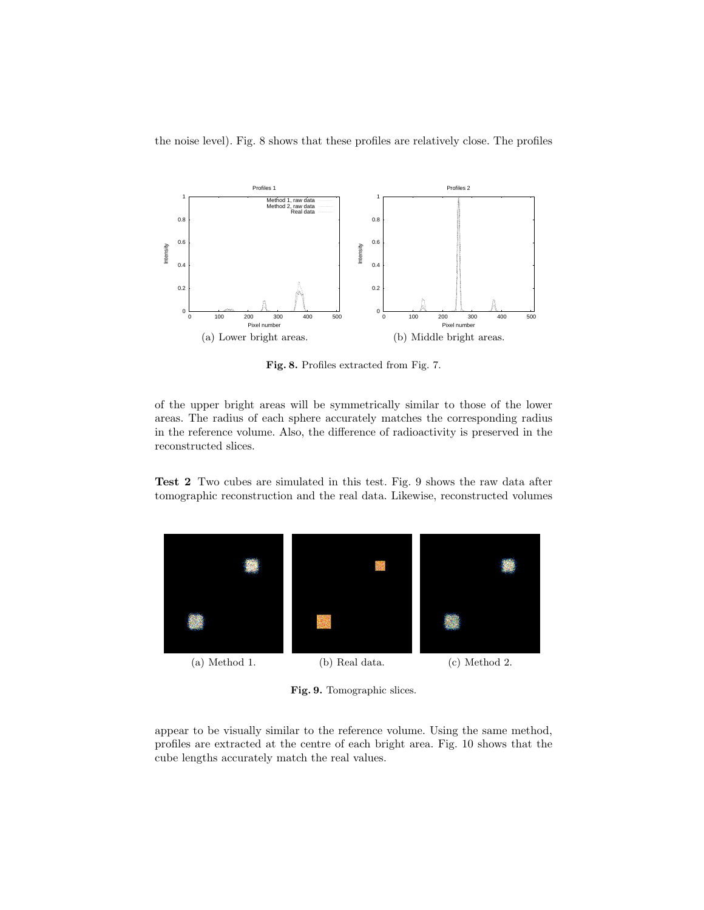the noise level). Fig. 8 shows that these profiles are relatively close. The profiles

(a) Lower bright areas.

(b) Middle bright areas.

**Fig. 8.** Profiles extracted from Fig. 7.

of the upper bright areas will be symmetrically similar to those of the lower areas. The radius of each sphere accurately matches the corresponding radius in the reference volume. Also, the difference of radioactivity is preserved in the reconstructed slices.

**Test 2** Two cubes are simulated in this test. Fig. 9 shows the raw data after tomographic reconstruction and the real data. Likewise, reconstructed volumes

(a) Method 1.

(b) Real data.

(c) Method 2.

**Fig. 9.** Tomographic slices.

appear to be visually similar to the reference volume. Using the same method, profiles are extracted at the centre of each bright area. Fig. 10 shows that the cube lengths accurately match the real values.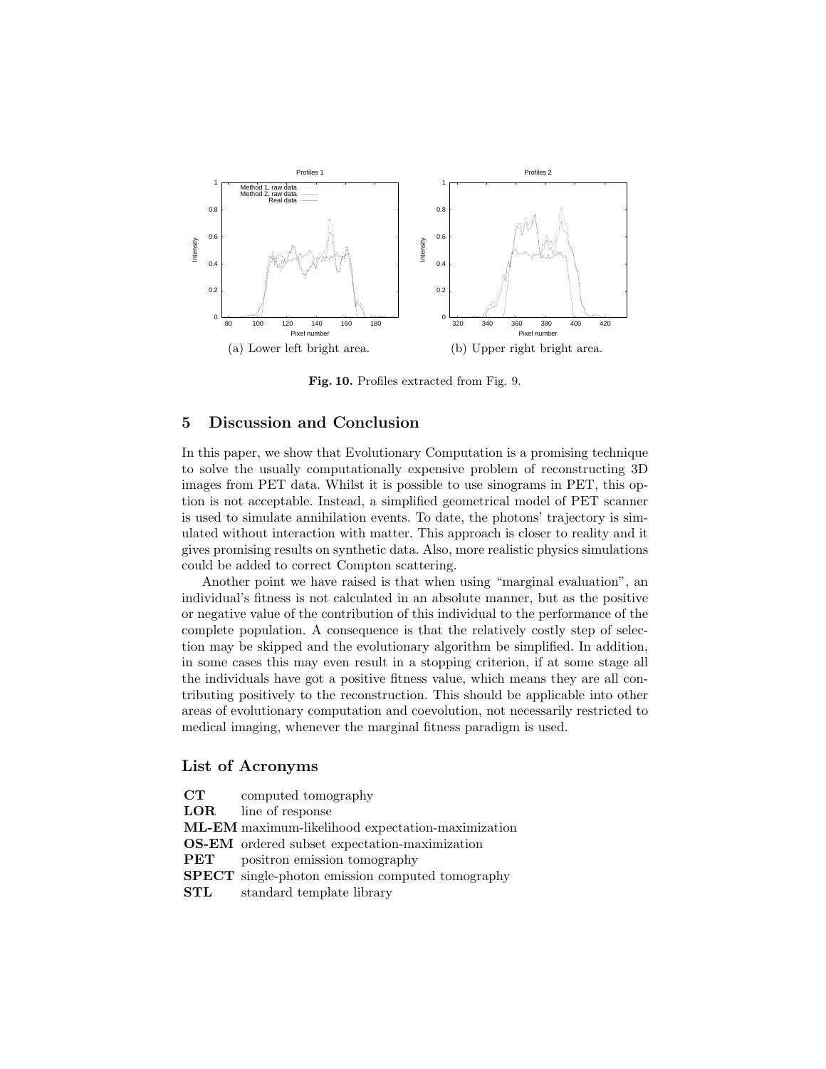(a) Lower left bright area.

(b) Upper right bright area.

**Fig. 10.** Profiles extracted from Fig. 9.

## 5 Discussion and Conclusion

In this paper, we show that Evolutionary Computation is a promising technique to solve the usually computationally expensive problem of reconstructing 3D images from PET data. Whilst it is possible to use sinograms in PET, this option is not acceptable. Instead, a simplified geometrical model of PET scanner is used to simulate annihilation events. To date, the photons' trajectory is simulated without interaction with matter. This approach is closer to reality and it gives promising results on synthetic data. Also, more realistic physics simulations could be added to correct Compton scattering.

Another point we have raised is that when using "marginal evaluation", an individual's fitness is not calculated in an absolute manner, but as the positive or negative value of the contribution of this individual to the performance of the complete population. A consequence is that the relatively costly step of selection may be skipped and the evolutionary algorithm be simplified. In addition, in some cases this may even result in a stopping criterion, if at some stage all the individuals have got a positive fitness value, which means they are all contributing positively to the reconstruction. This should be applicable into other areas of evolutionary computation and coevolution, not necessarily restricted to medical imaging, whenever the marginal fitness paradigm is used.

## List of Acronyms

**CT** computed tomography
**LOR** line of response
**ML-EM** maximum-likelihood expectation-maximization
**OS-EM** ordered subset expectation-maximization
**PET** positron emission tomography
**SPECT** single-photon emission computed tomography
**STL** standard template library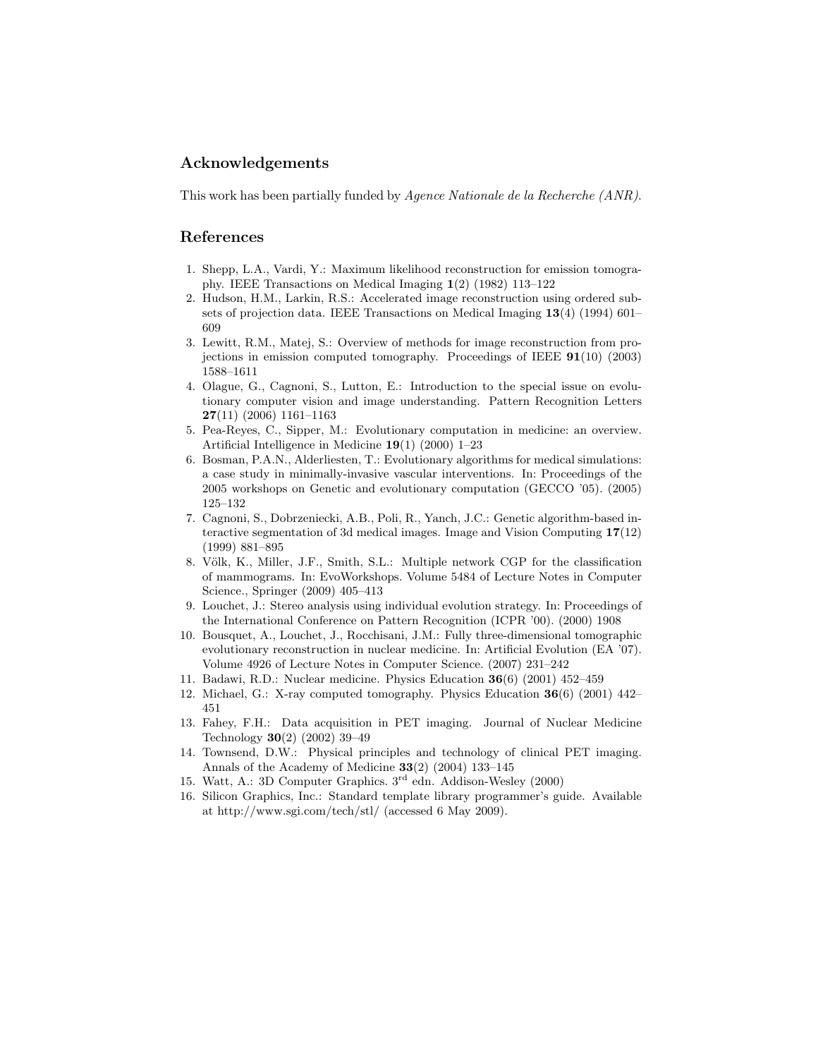## Acknowledgements

This work has been partially funded by *Agence Nationale de la Recherche (ANR).*

## References

1. Shepp, L.A., Vardi, Y.: Maximum likelihood reconstruction for emission tomography. IEEE Transactions on Medical Imaging **1**(2) (1982) 113–122
2. Hudson, H.M., Larkin, R.S.: Accelerated image reconstruction using ordered subsets of projection data. IEEE Transactions on Medical Imaging **13**(4) (1994) 601–609
3. Lewitt, R.M., Matej, S.: Overview of methods for image reconstruction from projections in emission computed tomography. Proceedings of IEEE **91**(10) (2003) 1588–1611
4. Olague, G., Cagnoni, S., Lutton, E.: Introduction to the special issue on evolutionary computer vision and image understanding. Pattern Recognition Letters **27**(11) (2006) 1161–1163
5. Pea-Reyes, C., Sipper, M.: Evolutionary computation in medicine: an overview. Artificial Intelligence in Medicine **19**(1) (2000) 1–23
6. Bosman, P.A.N., Alderliesten, T.: Evolutionary algorithms for medical simulations: a case study in minimally-invasive vascular interventions. In: Proceedings of the 2005 workshops on Genetic and evolutionary computation (GECCO '05). (2005) 125–132
7. Cagnoni, S., Dobrzeniecki, A.B., Poli, R., Yanch, J.C.: Genetic algorithm-based interactive segmentation of 3d medical images. Image and Vision Computing **17**(12) (1999) 881–895
8. Völk, K., Miller, J.F., Smith, S.L.: Multiple network CGP for the classification of mammograms. In: EvoWorkshops. Volume 5484 of Lecture Notes in Computer Science., Springer (2009) 405–413
9. Louchet, J.: Stereo analysis using individual evolution strategy. In: Proceedings of the International Conference on Pattern Recognition (ICPR '00). (2000) 1908
10. Bousquet, A., Louchet, J., Rocchisani, J.M.: Fully three-dimensional tomographic evolutionary reconstruction in nuclear medicine. In: Artificial Evolution (EA '07). Volume 4926 of Lecture Notes in Computer Science. (2007) 231–242
11. Badawi, R.D.: Nuclear medicine. Physics Education **36**(6) (2001) 452–459
12. Michael, G.: X-ray computed tomography. Physics Education **36**(6) (2001) 442–451
13. Fahey, F.H.: Data acquisition in PET imaging. Journal of Nuclear Medicine Technology **30**(2) (2002) 39–49
14. Townsend, D.W.: Physical principles and technology of clinical PET imaging. Annals of the Academy of Medicine **33**(2) (2004) 133–145
15. Watt, A.: 3D Computer Graphics. 3rd edn. Addison-Wesley (2000)
16. Silicon Graphics, Inc.: Standard template library programmer's guide. Available at http://www.sgi.com/tech/stl/ (accessed 6 May 2009).